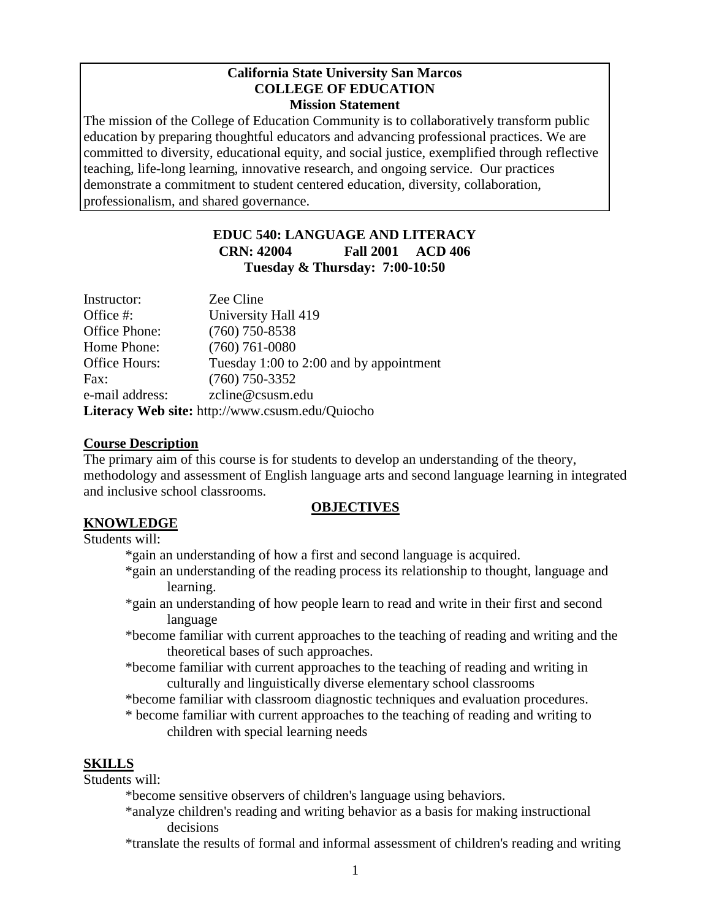**California State University San Marcos**
**COLLEGE OF EDUCATION**
**Mission Statement**

The mission of the College of Education Community is to collaboratively transform public education by preparing thoughtful educators and advancing professional practices. We are committed to diversity, educational equity, and social justice, exemplified through reflective teaching, life-long learning, innovative research, and ongoing service. Our practices demonstrate a commitment to student centered education, diversity, collaboration, professionalism, and shared governance.

# EDUC 540: LANGUAGE AND LITERACY

**CRN: 42004 Fall 2001 ACD 406**

**Tuesday & Thursday: 7:00-10:50**

Instructor: Zee Cline
Office #: University Hall 419
Office Phone: (760) 750-8538
Home Phone: (760) 761-0080
Office Hours: Tuesday 1:00 to 2:00 and by appointment
Fax: (760) 750-3352
e-mail address: zcline@csusm.edu
**Literacy Web site:** http://www.csusm.edu/Quiocho

## Course Description

The primary aim of this course is for students to develop an understanding of the theory, methodology and assessment of English language arts and second language learning in integrated and inclusive school classrooms.

## OBJECTIVES

### KNOWLEDGE

Students will:

*gain an understanding of how a first and second language is acquired.

*gain an understanding of the reading process its relationship to thought, language and learning.

*gain an understanding of how people learn to read and write in their first and second language

*become familiar with current approaches to the teaching of reading and writing and the theoretical bases of such approaches.

*become familiar with current approaches to the teaching of reading and writing in culturally and linguistically diverse elementary school classrooms

*become familiar with classroom diagnostic techniques and evaluation procedures.

* become familiar with current approaches to the teaching of reading and writing to children with special learning needs

### SKILLS

Students will:

*become sensitive observers of children's language using behaviors.

*analyze children's reading and writing behavior as a basis for making instructional decisions

*translate the results of formal and informal assessment of children's reading and writing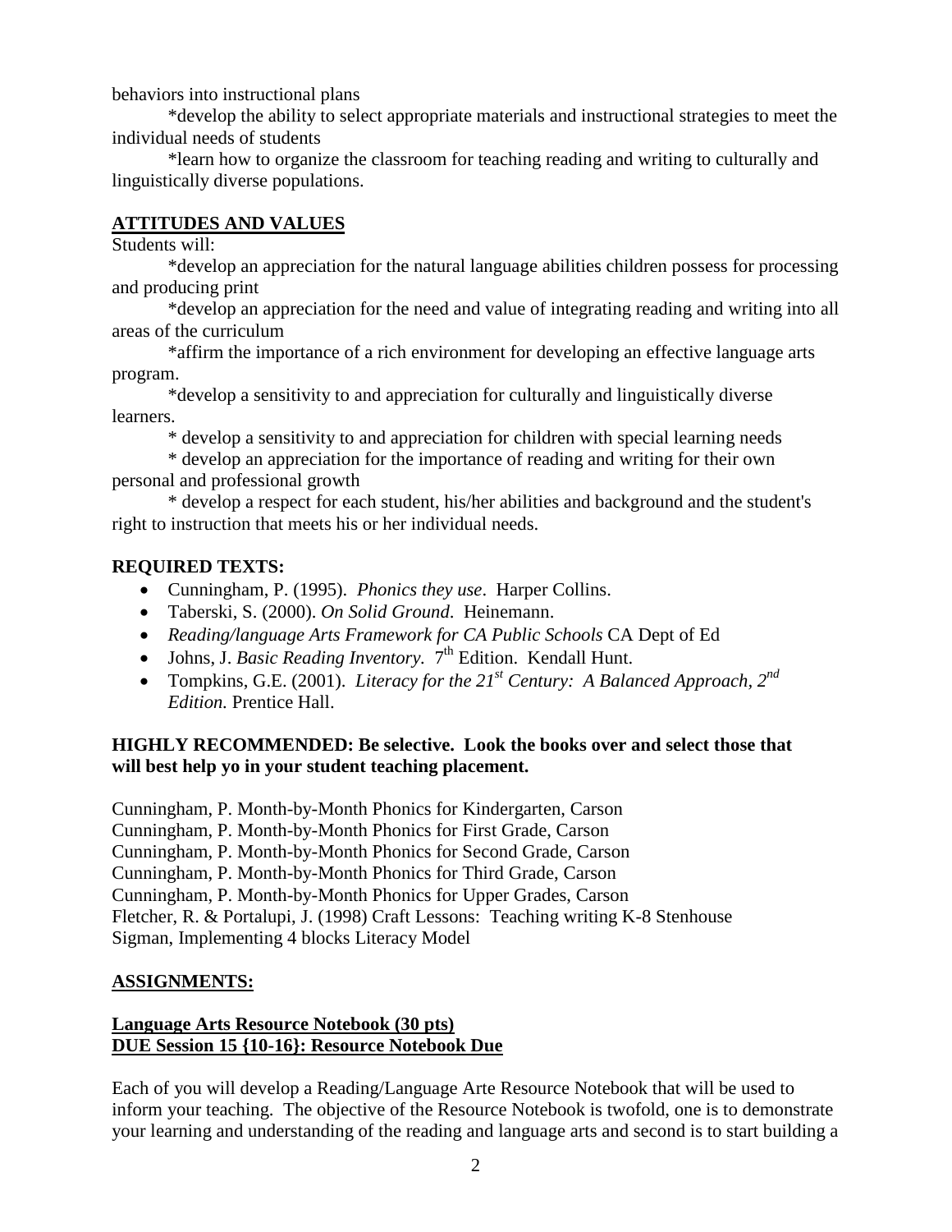behaviors into instructional plans

*develop the ability to select appropriate materials and instructional strategies to meet the individual needs of students

*learn how to organize the classroom for teaching reading and writing to culturally and linguistically diverse populations.

## ATTITUDES AND VALUES

Students will:

*develop an appreciation for the natural language abilities children possess for processing and producing print

*develop an appreciation for the need and value of integrating reading and writing into all areas of the curriculum

*affirm the importance of a rich environment for developing an effective language arts program.

*develop a sensitivity to and appreciation for culturally and linguistically diverse learners.

* develop a sensitivity to and appreciation for children with special learning needs

* develop an appreciation for the importance of reading and writing for their own personal and professional growth

* develop a respect for each student, his/her abilities and background and the student's right to instruction that meets his or her individual needs.

## REQUIRED TEXTS:

- Cunningham, P. (1995). *Phonics they use*. Harper Collins.
- Taberski, S. (2000). *On Solid Ground*. Heinemann.
- *Reading/language Arts Framework for CA Public Schools* CA Dept of Ed
- Johns, J. *Basic Reading Inventory*. 7th Edition. Kendall Hunt.
- Tompkins, G.E. (2001). *Literacy for the 21st Century: A Balanced Approach, 2nd Edition.* Prentice Hall.

**HIGHLY RECOMMENDED: Be selective. Look the books over and select those that will best help yo in your student teaching placement.**

Cunningham, P. Month-by-Month Phonics for Kindergarten, Carson
Cunningham, P. Month-by-Month Phonics for First Grade, Carson
Cunningham, P. Month-by-Month Phonics for Second Grade, Carson
Cunningham, P. Month-by-Month Phonics for Third Grade, Carson
Cunningham, P. Month-by-Month Phonics for Upper Grades, Carson
Fletcher, R. & Portalupi, J. (1998) Craft Lessons: Teaching writing K-8 Stenhouse
Sigman, Implementing 4 blocks Literacy Model

## ASSIGNMENTS:

### Language Arts Resource Notebook (30 pts)
### DUE Session 15 {10-16}: Resource Notebook Due

Each of you will develop a Reading/Language Arte Resource Notebook that will be used to inform your teaching. The objective of the Resource Notebook is twofold, one is to demonstrate your learning and understanding of the reading and language arts and second is to start building a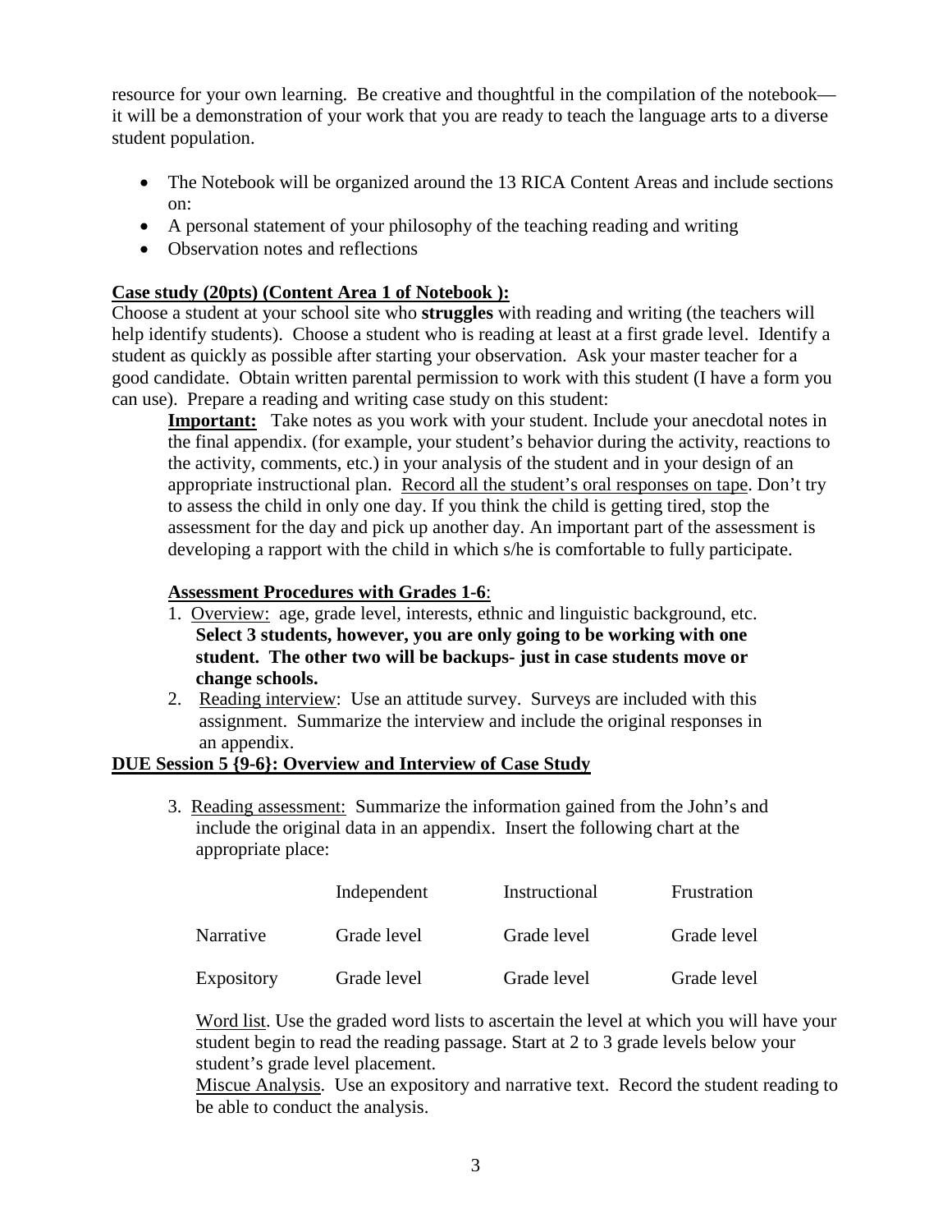resource for your own learning. Be creative and thoughtful in the compilation of the notebook—it will be a demonstration of your work that you are ready to teach the language arts to a diverse student population.

- The Notebook will be organized around the 13 RICA Content Areas and include sections on:
- A personal statement of your philosophy of the teaching reading and writing
- Observation notes and reflections

**Case study (20pts) (Content Area 1 of Notebook ):**

Choose a student at your school site who **struggles** with reading and writing (the teachers will help identify students). Choose a student who is reading at least at a first grade level. Identify a student as quickly as possible after starting your observation. Ask your master teacher for a good candidate. Obtain written parental permission to work with this student (I have a form you can use). Prepare a reading and writing case study on this student:

> **Important:** Take notes as you work with your student. Include your anecdotal notes in the final appendix. (for example, your student's behavior during the activity, reactions to the activity, comments, etc.) in your analysis of the student and in your design of an appropriate instructional plan. Record all the student's oral responses on tape. Don't try to assess the child in only one day. If you think the child is getting tired, stop the assessment for the day and pick up another day. An important part of the assessment is developing a rapport with the child in which s/he is comfortable to fully participate.

**Assessment Procedures with Grades 1-6**:

1. Overview: age, grade level, interests, ethnic and linguistic background, etc. **Select 3 students, however, you are only going to be working with one student. The other two will be backups- just in case students move or change schools.**
2. Reading interview: Use an attitude survey. Surveys are included with this assignment. Summarize the interview and include the original responses in an appendix.

**DUE Session 5 {9-6}: Overview and Interview of Case Study**

3. Reading assessment: Summarize the information gained from the John's and include the original data in an appendix. Insert the following chart at the appropriate place:

| | Independent | Instructional | Frustration |
|---|---|---|---|
| Narrative | Grade level | Grade level | Grade level |
| Expository | Grade level | Grade level | Grade level |

Word list. Use the graded word lists to ascertain the level at which you will have your student begin to read the reading passage. Start at 2 to 3 grade levels below your student's grade level placement.

Miscue Analysis. Use an expository and narrative text. Record the student reading to be able to conduct the analysis.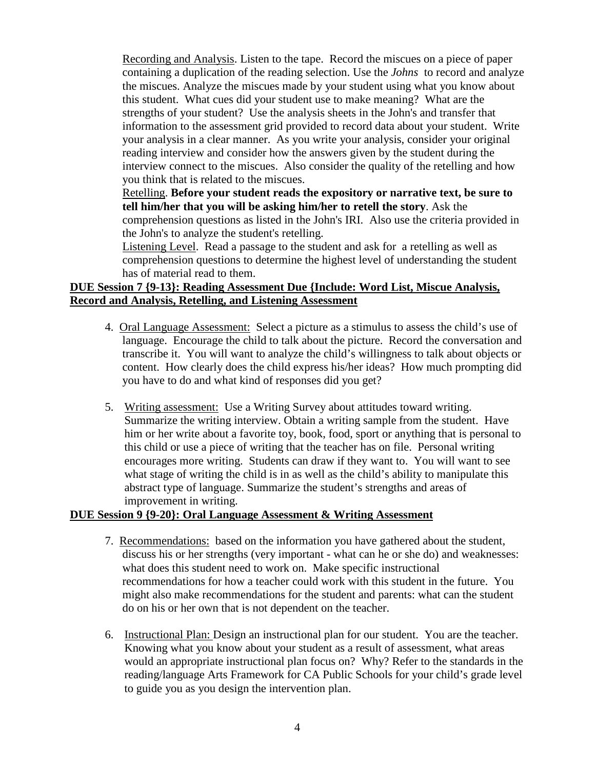Recording and Analysis. Listen to the tape. Record the miscues on a piece of paper containing a duplication of the reading selection. Use the *Johns* to record and analyze the miscues. Analyze the miscues made by your student using what you know about this student. What cues did your student use to make meaning? What are the strengths of your student? Use the analysis sheets in the John's and transfer that information to the assessment grid provided to record data about your student. Write your analysis in a clear manner. As you write your analysis, consider your original reading interview and consider how the answers given by the student during the interview connect to the miscues. Also consider the quality of the retelling and how you think that is related to the miscues.

Retelling. **Before your student reads the expository or narrative text, be sure to tell him/her that you will be asking him/her to retell the story**. Ask the comprehension questions as listed in the John's IRI. Also use the criteria provided in the John's to analyze the student's retelling.

Listening Level. Read a passage to the student and ask for a retelling as well as comprehension questions to determine the highest level of understanding the student has of material read to them.

**DUE Session 7 {9-13}: Reading Assessment Due {Include: Word List, Miscue Analysis, Record and Analysis, Retelling, and Listening Assessment**

4. Oral Language Assessment: Select a picture as a stimulus to assess the child's use of language. Encourage the child to talk about the picture. Record the conversation and transcribe it. You will want to analyze the child's willingness to talk about objects or content. How clearly does the child express his/her ideas? How much prompting did you have to do and what kind of responses did you get?

5. Writing assessment: Use a Writing Survey about attitudes toward writing. Summarize the writing interview. Obtain a writing sample from the student. Have him or her write about a favorite toy, book, food, sport or anything that is personal to this child or use a piece of writing that the teacher has on file. Personal writing encourages more writing. Students can draw if they want to. You will want to see what stage of writing the child is in as well as the child's ability to manipulate this abstract type of language. Summarize the student's strengths and areas of improvement in writing.

**DUE Session 9 {9-20}: Oral Language Assessment & Writing Assessment**

7. Recommendations: based on the information you have gathered about the student, discuss his or her strengths (very important - what can he or she do) and weaknesses: what does this student need to work on. Make specific instructional recommendations for how a teacher could work with this student in the future. You might also make recommendations for the student and parents: what can the student do on his or her own that is not dependent on the teacher.

6. Instructional Plan: Design an instructional plan for our student. You are the teacher. Knowing what you know about your student as a result of assessment, what areas would an appropriate instructional plan focus on? Why? Refer to the standards in the reading/language Arts Framework for CA Public Schools for your child's grade level to guide you as you design the intervention plan.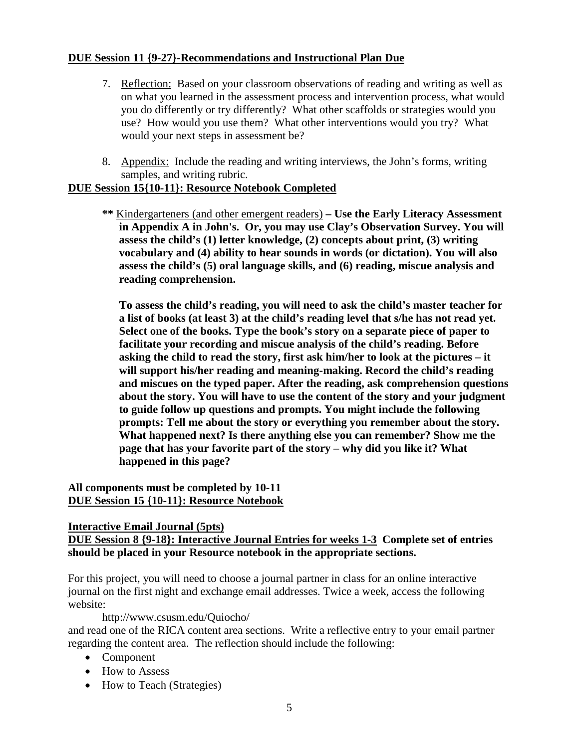**DUE Session 11 {9-27}-Recommendations and Instructional Plan Due**

7. Reflection: Based on your classroom observations of reading and writing as well as on what you learned in the assessment process and intervention process, what would you do differently or try differently? What other scaffolds or strategies would you use? How would you use them? What other interventions would you try? What would your next steps in assessment be?

8. Appendix: Include the reading and writing interviews, the John's forms, writing samples, and writing rubric.

**DUE Session 15{10-11}: Resource Notebook Completed**

**** Kindergarteners (and other emergent readers) – Use the Early Literacy Assessment in Appendix A in John's. Or, you may use Clay's Observation Survey. You will assess the child's (1) letter knowledge, (2) concepts about print, (3) writing vocabulary and (4) ability to hear sounds in words (or dictation). You will also assess the child's (5) oral language skills, and (6) reading, miscue analysis and reading comprehension.**

**To assess the child's reading, you will need to ask the child's master teacher for a list of books (at least 3) at the child's reading level that s/he has not read yet. Select one of the books. Type the book's story on a separate piece of paper to facilitate your recording and miscue analysis of the child's reading. Before asking the child to read the story, first ask him/her to look at the pictures – it will support his/her reading and meaning-making. Record the child's reading and miscues on the typed paper. After the reading, ask comprehension questions about the story. You will have to use the content of the story and your judgment to guide follow up questions and prompts. You might include the following prompts: Tell me about the story or everything you remember about the story. What happened next? Is there anything else you can remember? Show me the page that has your favorite part of the story – why did you like it? What happened in this page?**

**All components must be completed by 10-11**
**DUE Session 15 {10-11}: Resource Notebook**

**Interactive Email Journal (5pts)**
**DUE Session 8 {9-18}: Interactive Journal Entries for weeks 1-3 Complete set of entries should be placed in your Resource notebook in the appropriate sections.**

For this project, you will need to choose a journal partner in class for an online interactive journal on the first night and exchange email addresses. Twice a week, access the following website:

http://www.csusm.edu/Quiocho/

and read one of the RICA content area sections. Write a reflective entry to your email partner regarding the content area. The reflection should include the following:

- Component
- How to Assess
- How to Teach (Strategies)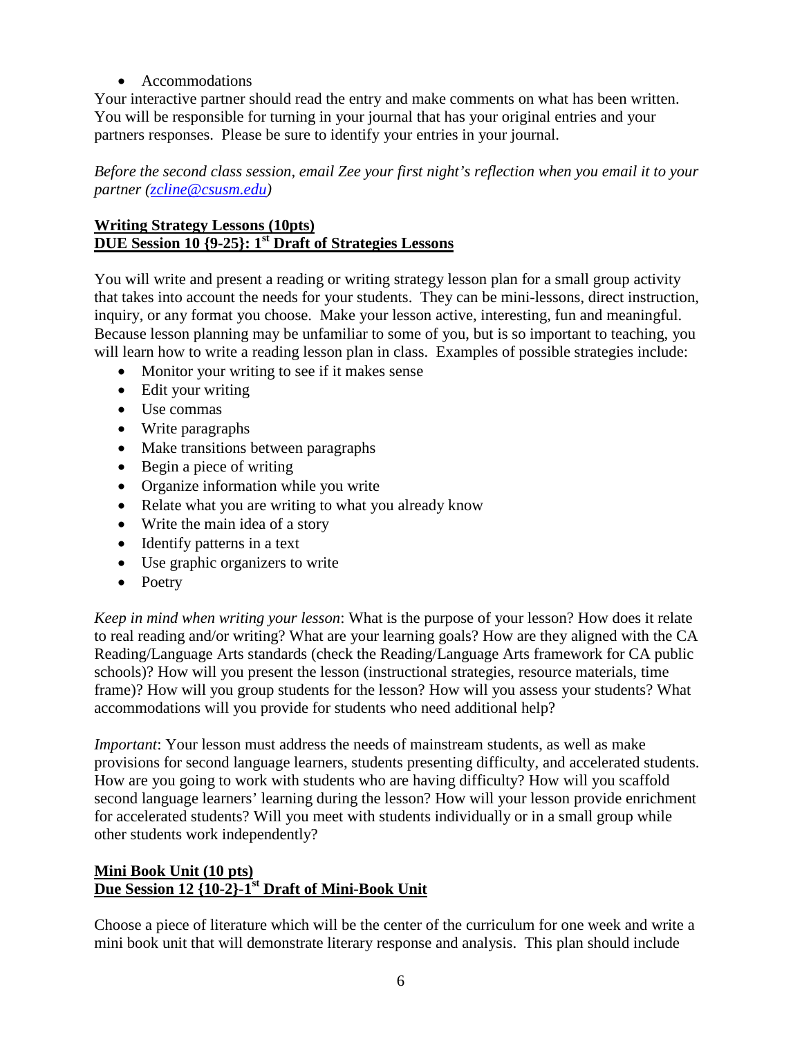- Accommodations

Your interactive partner should read the entry and make comments on what has been written. You will be responsible for turning in your journal that has your original entries and your partners responses. Please be sure to identify your entries in your journal.

*Before the second class session, email Zee your first night's reflection when you email it to your partner (zcline@csusm.edu)*

**Writing Strategy Lessons (10pts)**
**DUE Session 10 {9-25}: 1st Draft of Strategies Lessons**

You will write and present a reading or writing strategy lesson plan for a small group activity that takes into account the needs for your students. They can be mini-lessons, direct instruction, inquiry, or any format you choose. Make your lesson active, interesting, fun and meaningful. Because lesson planning may be unfamiliar to some of you, but is so important to teaching, you will learn how to write a reading lesson plan in class. Examples of possible strategies include:

- Monitor your writing to see if it makes sense
- Edit your writing
- Use commas
- Write paragraphs
- Make transitions between paragraphs
- Begin a piece of writing
- Organize information while you write
- Relate what you are writing to what you already know
- Write the main idea of a story
- Identify patterns in a text
- Use graphic organizers to write
- Poetry

*Keep in mind when writing your lesson*: What is the purpose of your lesson? How does it relate to real reading and/or writing? What are your learning goals? How are they aligned with the CA Reading/Language Arts standards (check the Reading/Language Arts framework for CA public schools)? How will you present the lesson (instructional strategies, resource materials, time frame)? How will you group students for the lesson? How will you assess your students? What accommodations will you provide for students who need additional help?

*Important*: Your lesson must address the needs of mainstream students, as well as make provisions for second language learners, students presenting difficulty, and accelerated students. How are you going to work with students who are having difficulty? How will you scaffold second language learners' learning during the lesson? How will your lesson provide enrichment for accelerated students? Will you meet with students individually or in a small group while other students work independently?

**Mini Book Unit (10 pts)**
**Due Session 12 {10-2}-1st Draft of Mini-Book Unit**

Choose a piece of literature which will be the center of the curriculum for one week and write a mini book unit that will demonstrate literary response and analysis. This plan should include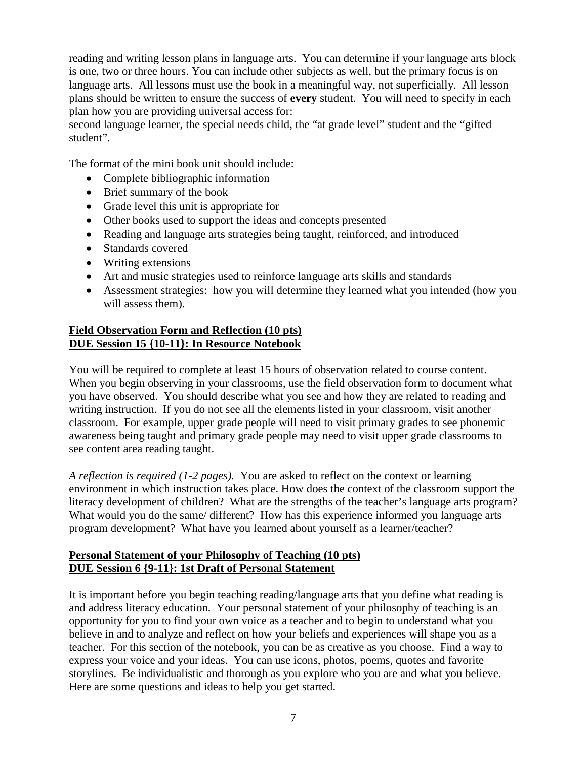reading and writing lesson plans in language arts. You can determine if your language arts block is one, two or three hours. You can include other subjects as well, but the primary focus is on language arts. All lessons must use the book in a meaningful way, not superficially. All lesson plans should be written to ensure the success of **every** student. You will need to specify in each plan how you are providing universal access for:
second language learner, the special needs child, the "at grade level" student and the "gifted student".

The format of the mini book unit should include:

- Complete bibliographic information
- Brief summary of the book
- Grade level this unit is appropriate for
- Other books used to support the ideas and concepts presented
- Reading and language arts strategies being taught, reinforced, and introduced
- Standards covered
- Writing extensions
- Art and music strategies used to reinforce language arts skills and standards
- Assessment strategies: how you will determine they learned what you intended (how you will assess them).

**Field Observation Form and Reflection (10 pts)**
**DUE Session 15 {10-11}: In Resource Notebook**

You will be required to complete at least 15 hours of observation related to course content. When you begin observing in your classrooms, use the field observation form to document what you have observed. You should describe what you see and how they are related to reading and writing instruction. If you do not see all the elements listed in your classroom, visit another classroom. For example, upper grade people will need to visit primary grades to see phonemic awareness being taught and primary grade people may need to visit upper grade classrooms to see content area reading taught.

*A reflection is required (1-2 pages).* You are asked to reflect on the context or learning environment in which instruction takes place. How does the context of the classroom support the literacy development of children? What are the strengths of the teacher's language arts program? What would you do the same/ different? How has this experience informed you language arts program development? What have you learned about yourself as a learner/teacher?

**Personal Statement of your Philosophy of Teaching (10 pts)**
**DUE Session 6 {9-11}: 1st Draft of Personal Statement**

It is important before you begin teaching reading/language arts that you define what reading is and address literacy education. Your personal statement of your philosophy of teaching is an opportunity for you to find your own voice as a teacher and to begin to understand what you believe in and to analyze and reflect on how your beliefs and experiences will shape you as a teacher. For this section of the notebook, you can be as creative as you choose. Find a way to express your voice and your ideas. You can use icons, photos, poems, quotes and favorite storylines. Be individualistic and thorough as you explore who you are and what you believe. Here are some questions and ideas to help you get started.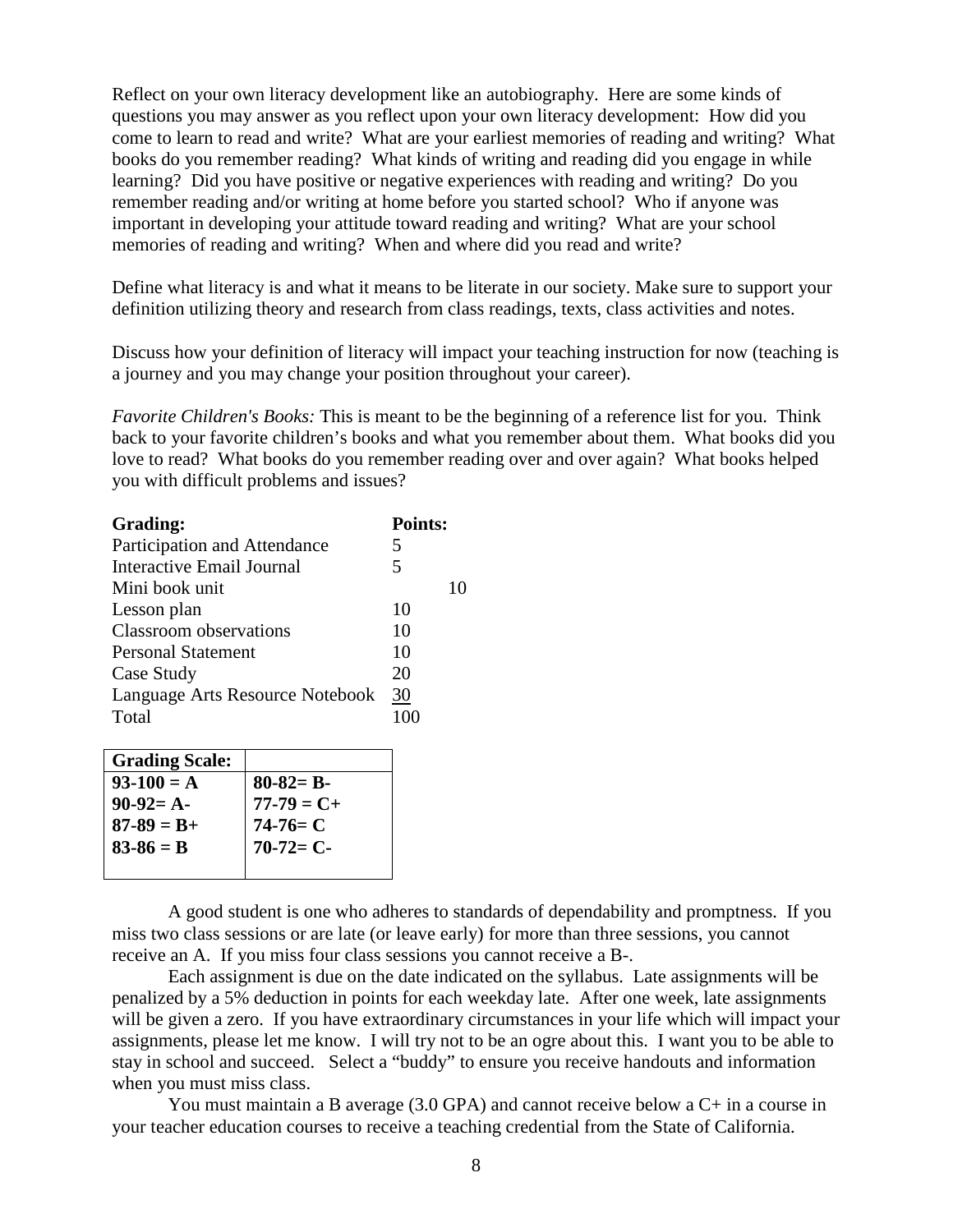Reflect on your own literacy development like an autobiography. Here are some kinds of questions you may answer as you reflect upon your own literacy development: How did you come to learn to read and write? What are your earliest memories of reading and writing? What books do you remember reading? What kinds of writing and reading did you engage in while learning? Did you have positive or negative experiences with reading and writing? Do you remember reading and/or writing at home before you started school? Who if anyone was important in developing your attitude toward reading and writing? What are your school memories of reading and writing? When and where did you read and write?

Define what literacy is and what it means to be literate in our society. Make sure to support your definition utilizing theory and research from class readings, texts, class activities and notes.

Discuss how your definition of literacy will impact your teaching instruction for now (teaching is a journey and you may change your position throughout your career).

*Favorite Children's Books:* This is meant to be the beginning of a reference list for you. Think back to your favorite children's books and what you remember about them. What books did you love to read? What books do you remember reading over and over again? What books helped you with difficult problems and issues?

| **Grading:** | **Points:** |
|---|---|
| Participation and Attendance | 5 |
| Interactive Email Journal | 5 |
| Mini book unit | 10 |
| Lesson plan | 10 |
| Classroom observations | 10 |
| Personal Statement | 10 |
| Case Study | 20 |
| Language Arts Resource Notebook | 30 |
| Total | 100 |

| **Grading Scale:** | |
|---|---|
| **93-100 = A** | **80-82= B-** |
| **90-92= A-** | **77-79 = C+** |
| **87-89 = B+** | **74-76= C** |
| **83-86 = B** | **70-72= C-** |

A good student is one who adheres to standards of dependability and promptness. If you miss two class sessions or are late (or leave early) for more than three sessions, you cannot receive an A. If you miss four class sessions you cannot receive a B-.

Each assignment is due on the date indicated on the syllabus. Late assignments will be penalized by a 5% deduction in points for each weekday late. After one week, late assignments will be given a zero. If you have extraordinary circumstances in your life which will impact your assignments, please let me know. I will try not to be an ogre about this. I want you to be able to stay in school and succeed. Select a "buddy" to ensure you receive handouts and information when you must miss class.

You must maintain a B average (3.0 GPA) and cannot receive below a C+ in a course in your teacher education courses to receive a teaching credential from the State of California.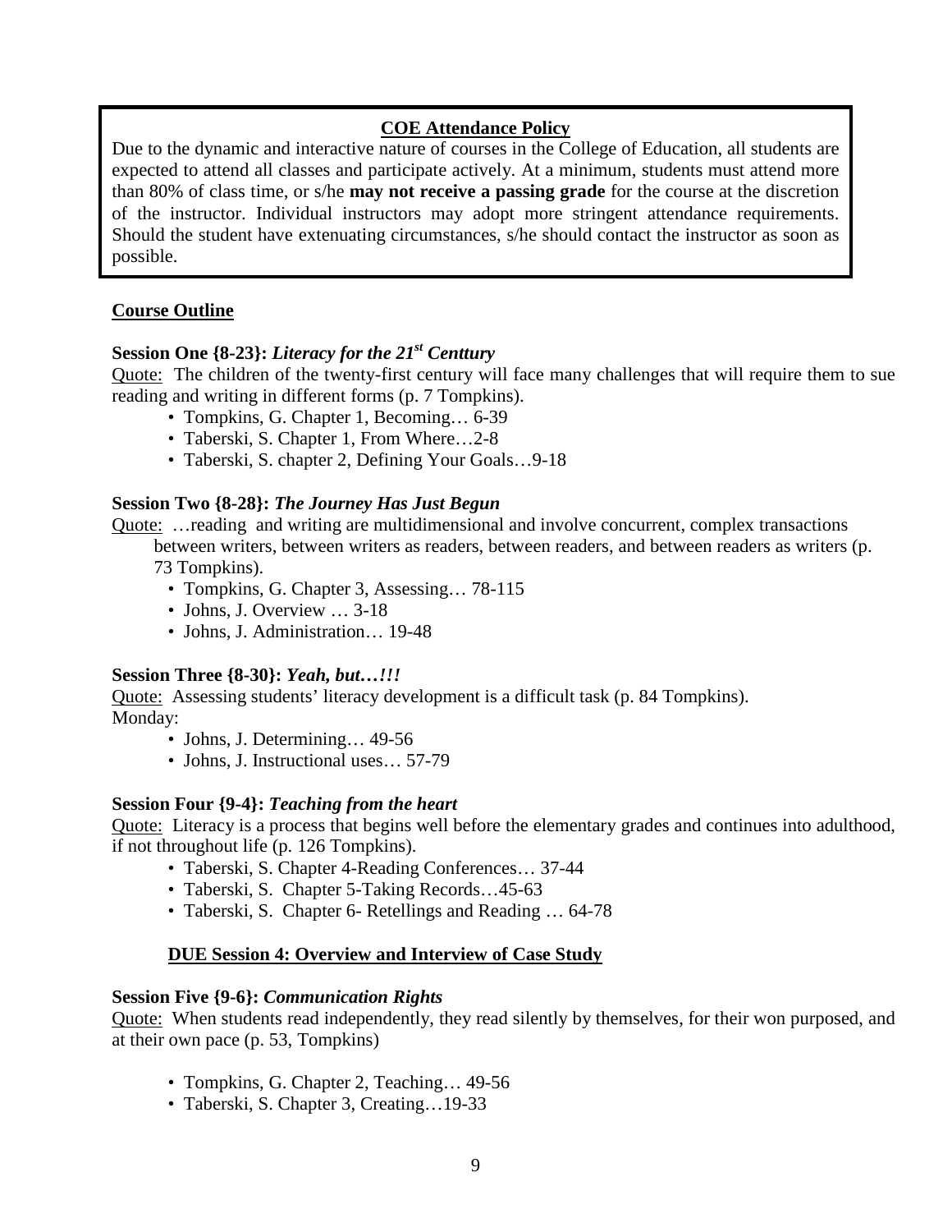**COE Attendance Policy**

Due to the dynamic and interactive nature of courses in the College of Education, all students are expected to attend all classes and participate actively. At a minimum, students must attend more than 80% of class time, or s/he **may not receive a passing grade** for the course at the discretion of the instructor. Individual instructors may adopt more stringent attendance requirements. Should the student have extenuating circumstances, s/he should contact the instructor as soon as possible.

## Course Outline

**Session One {8-23}:** ***Literacy for the 21st Centtury***

Quote: The children of the twenty-first century will face many challenges that will require them to sue reading and writing in different forms (p. 7 Tompkins).

- Tompkins, G. Chapter 1, Becoming… 6-39
- Taberski, S. Chapter 1, From Where…2-8
- Taberski, S. chapter 2, Defining Your Goals…9-18

**Session Two {8-28}:** ***The Journey Has Just Begun***

Quote: …reading and writing are multidimensional and involve concurrent, complex transactions between writers, between writers as readers, between readers, and between readers as writers (p. 73 Tompkins).

- Tompkins, G. Chapter 3, Assessing… 78-115
- Johns, J. Overview … 3-18
- Johns, J. Administration… 19-48

**Session Three {8-30}:** ***Yeah, but…!!!***

Quote: Assessing students' literacy development is a difficult task (p. 84 Tompkins).

Monday:

- Johns, J. Determining… 49-56
- Johns, J. Instructional uses… 57-79

**Session Four {9-4}:** ***Teaching from the heart***

Quote: Literacy is a process that begins well before the elementary grades and continues into adulthood, if not throughout life (p. 126 Tompkins).

- Taberski, S. Chapter 4-Reading Conferences… 37-44
- Taberski, S. Chapter 5-Taking Records…45-63
- Taberski, S. Chapter 6- Retellings and Reading … 64-78

**DUE Session 4: Overview and Interview of Case Study**

**Session Five {9-6}:** ***Communication Rights***

Quote: When students read independently, they read silently by themselves, for their won purposed, and at their own pace (p. 53, Tompkins)

- Tompkins, G. Chapter 2, Teaching… 49-56
- Taberski, S. Chapter 3, Creating…19-33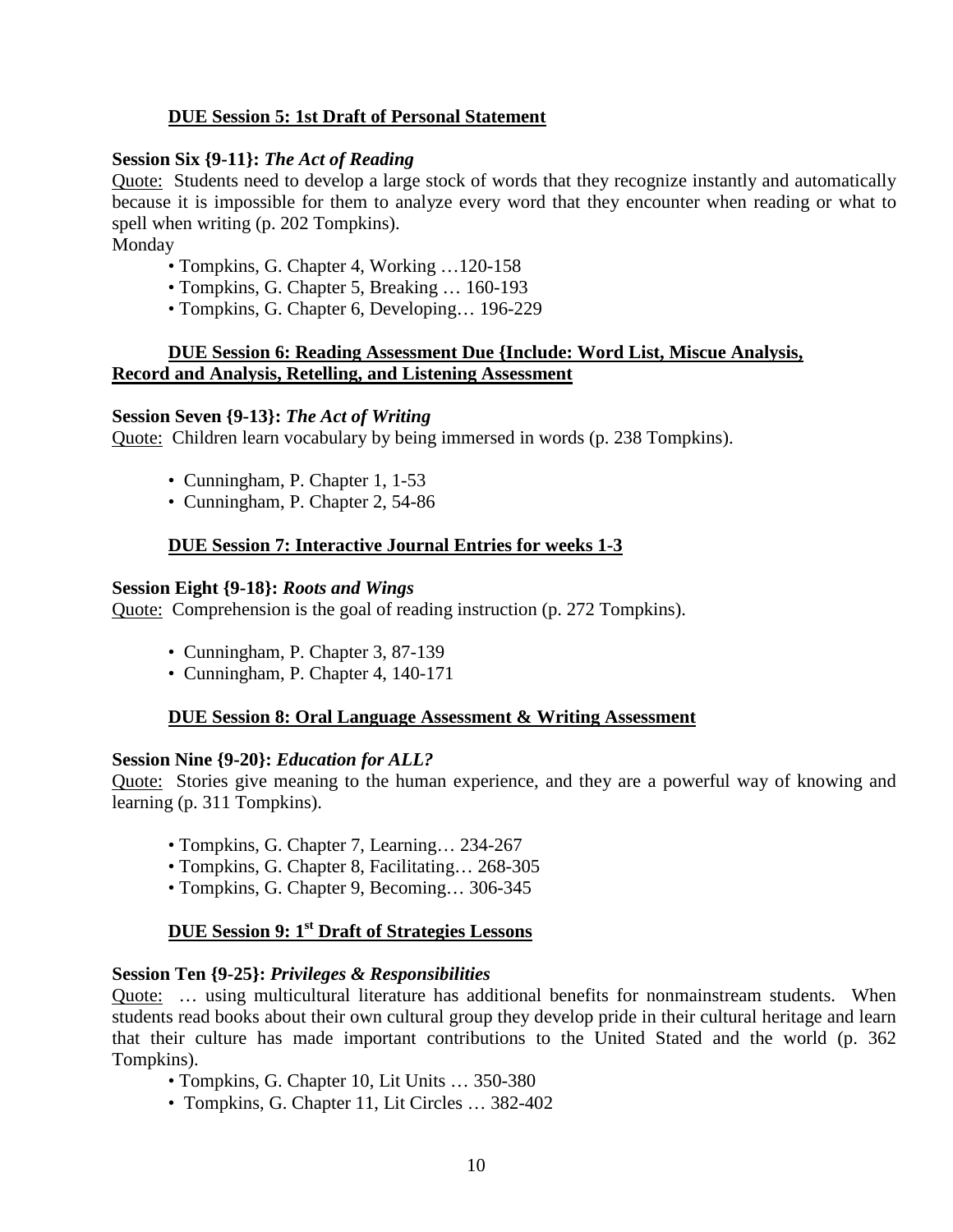**<u>DUE Session 5: 1st Draft of Personal Statement</u>**

**Session Six {9-11}:** ***The Act of Reading***

<u>Quote:</u> Students need to develop a large stock of words that they recognize instantly and automatically because it is impossible for them to analyze every word that they encounter when reading or what to spell when writing (p. 202 Tompkins).

Monday

- Tompkins, G. Chapter 4, Working …120-158
- Tompkins, G. Chapter 5, Breaking … 160-193
- Tompkins, G. Chapter 6, Developing… 196-229

**<u>DUE Session 6: Reading Assessment Due {Include: Word List, Miscue Analysis, Record and Analysis, Retelling, and Listening Assessment</u>**

**Session Seven {9-13}:** ***The Act of Writing***

<u>Quote:</u> Children learn vocabulary by being immersed in words (p. 238 Tompkins).

- Cunningham, P. Chapter 1, 1-53
- Cunningham, P. Chapter 2, 54-86

**<u>DUE Session 7: Interactive Journal Entries for weeks 1-3</u>**

**Session Eight {9-18}:** ***Roots and Wings***

<u>Quote:</u> Comprehension is the goal of reading instruction (p. 272 Tompkins).

- Cunningham, P. Chapter 3, 87-139
- Cunningham, P. Chapter 4, 140-171

**<u>DUE Session 8: Oral Language Assessment & Writing Assessment</u>**

**Session Nine {9-20}:** ***Education for ALL?***

<u>Quote:</u> Stories give meaning to the human experience, and they are a powerful way of knowing and learning (p. 311 Tompkins).

- Tompkins, G. Chapter 7, Learning… 234-267
- Tompkins, G. Chapter 8, Facilitating… 268-305
- Tompkins, G. Chapter 9, Becoming… 306-345

**<u>DUE Session 9: 1st Draft of Strategies Lessons</u>**

**Session Ten {9-25}:** ***Privileges & Responsibilities***

<u>Quote:</u> … using multicultural literature has additional benefits for nonmainstream students. When students read books about their own cultural group they develop pride in their cultural heritage and learn that their culture has made important contributions to the United Stated and the world (p. 362 Tompkins).

- Tompkins, G. Chapter 10, Lit Units … 350-380
- Tompkins, G. Chapter 11, Lit Circles … 382-402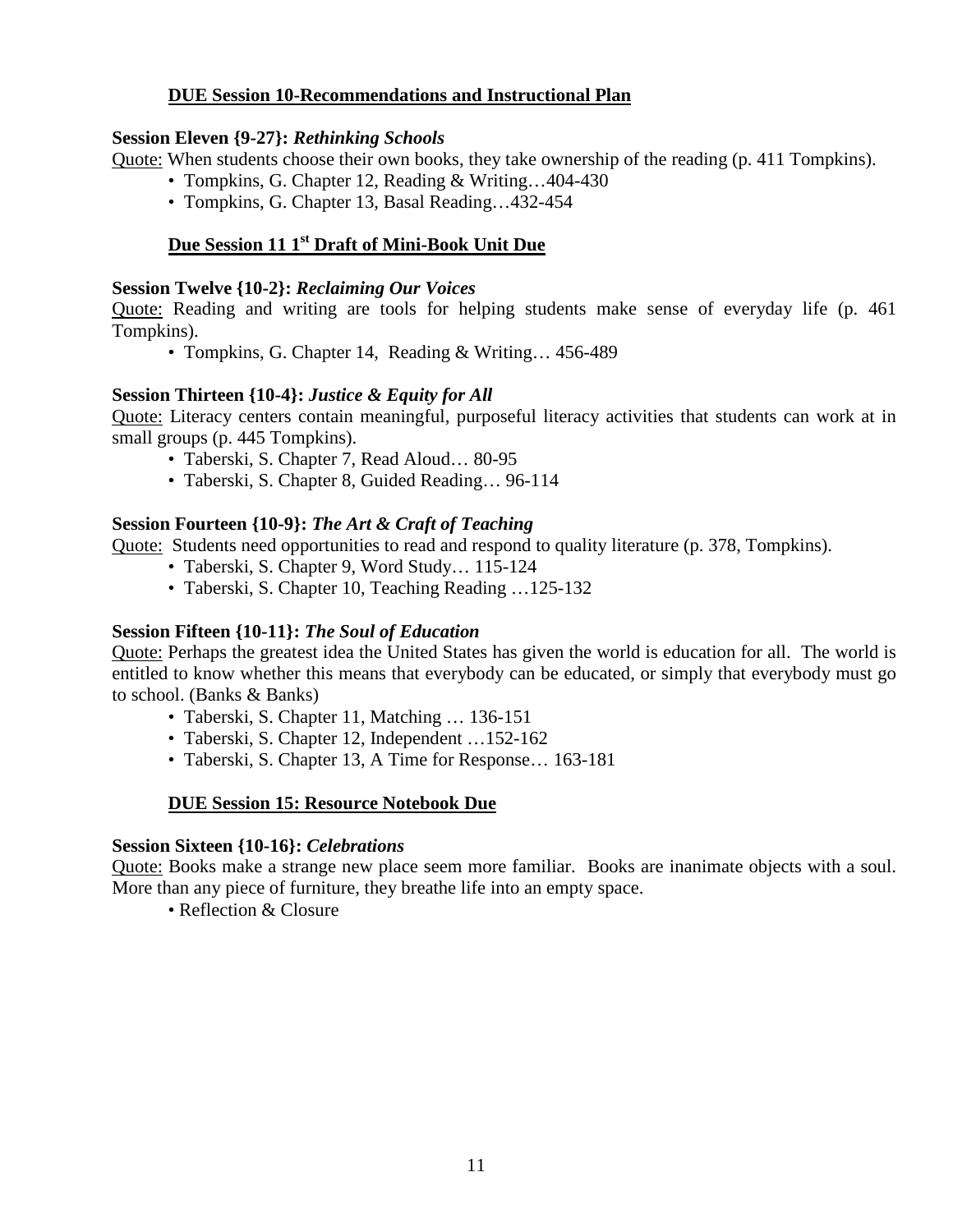**DUE Session 10-Recommendations and Instructional Plan**

**Session Eleven {9-27}:** ***Rethinking Schools***

Quote: When students choose their own books, they take ownership of the reading (p. 411 Tompkins).

- Tompkins, G. Chapter 12, Reading & Writing…404-430
- Tompkins, G. Chapter 13, Basal Reading…432-454

**Due Session 11 1st Draft of Mini-Book Unit Due**

**Session Twelve {10-2}:** ***Reclaiming Our Voices***

Quote: Reading and writing are tools for helping students make sense of everyday life (p. 461 Tompkins).

- Tompkins, G. Chapter 14, Reading & Writing… 456-489

**Session Thirteen {10-4}:** ***Justice & Equity for All***

Quote: Literacy centers contain meaningful, purposeful literacy activities that students can work at in small groups (p. 445 Tompkins).

- Taberski, S. Chapter 7, Read Aloud… 80-95
- Taberski, S. Chapter 8, Guided Reading… 96-114

**Session Fourteen {10-9}:** ***The Art & Craft of Teaching***

Quote: Students need opportunities to read and respond to quality literature (p. 378, Tompkins).

- Taberski, S. Chapter 9, Word Study… 115-124
- Taberski, S. Chapter 10, Teaching Reading …125-132

**Session Fifteen {10-11}:** ***The Soul of Education***

Quote: Perhaps the greatest idea the United States has given the world is education for all. The world is entitled to know whether this means that everybody can be educated, or simply that everybody must go to school. (Banks & Banks)

- Taberski, S. Chapter 11, Matching … 136-151
- Taberski, S. Chapter 12, Independent …152-162
- Taberski, S. Chapter 13, A Time for Response… 163-181

**DUE Session 15: Resource Notebook Due**

**Session Sixteen {10-16}:** ***Celebrations***

Quote: Books make a strange new place seem more familiar. Books are inanimate objects with a soul. More than any piece of furniture, they breathe life into an empty space.

- Reflection & Closure